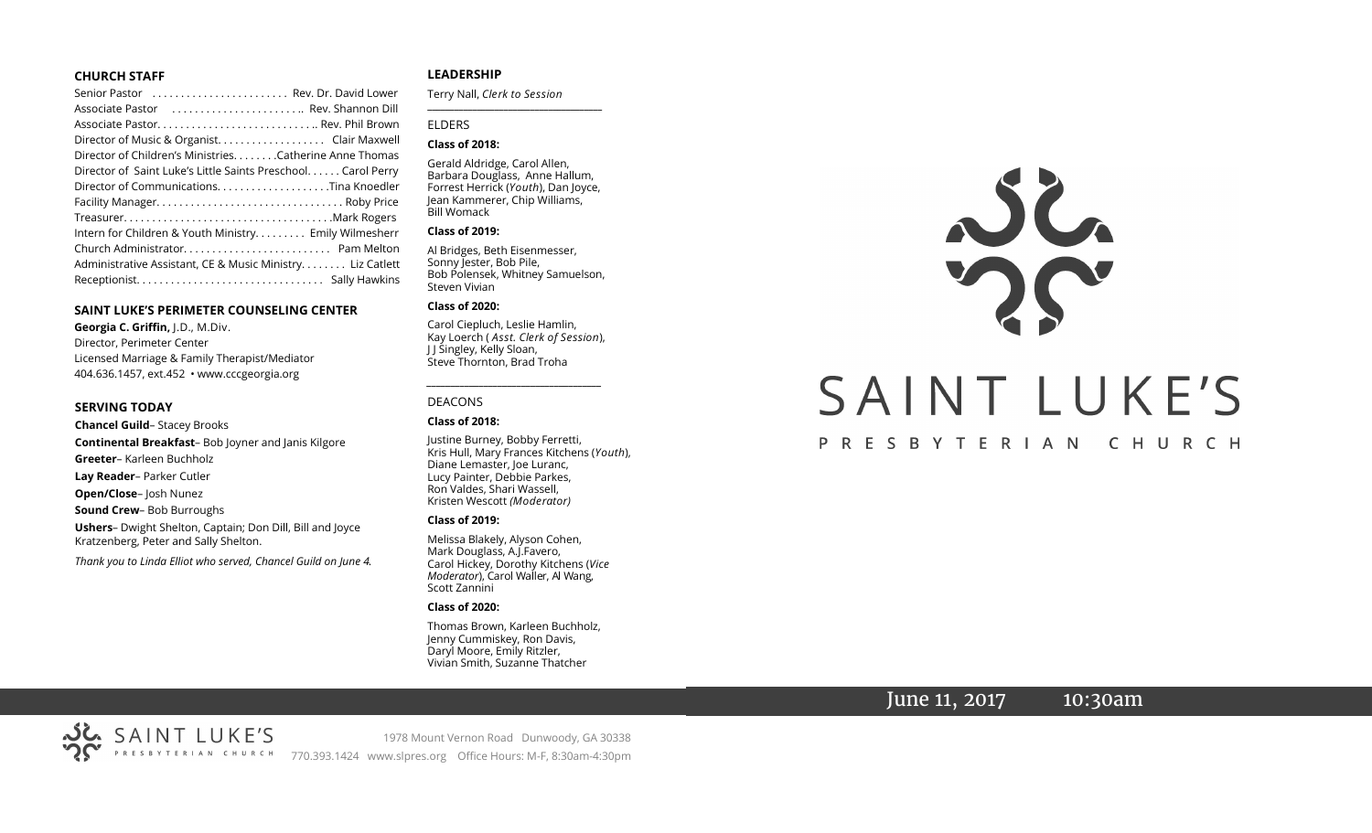## CHURCH STAFF

Senior Pastor ........................ Rev. Dr. David Lower
Associate Pastor ........................ Rev. Shannon Dill
Associate Pastor............................ Rev. Phil Brown
Director of Music & Organist.................. Clair Maxwell
Director of Children's Ministries........Catherine Anne Thomas
Director of Saint Luke's Little Saints Preschool...... Carol Perry
Director of Communications....................Tina Knoedler
Facility Manager................................ Roby Price
Treasurer....................................Mark Rogers
Intern for Children & Youth Ministry......... Emily Wilmesherr
Church Administrator.......................... Pam Melton
Administrative Assistant, CE & Music Ministry........ Liz Catlett
Receptionist................................ Sally Hawkins

## SAINT LUKE'S PERIMETER COUNSELING CENTER

**Georgia C. Griffin,** J.D., M.Div.
Director, Perimeter Center
Licensed Marriage & Family Therapist/Mediator
404.636.1457, ext.452 • www.cccgeorgia.org

## SERVING TODAY

**Chancel Guild**– Stacey Brooks
**Continental Breakfast**– Bob Joyner and Janis Kilgore
**Greeter**– Karleen Buchholz
**Lay Reader**– Parker Cutler
**Open/Close**– Josh Nunez
**Sound Crew**– Bob Burroughs
**Ushers**– Dwight Shelton, Captain; Don Dill, Bill and Joyce Kratzenberg, Peter and Sally Shelton.

*Thank you to Linda Elliot who served, Chancel Guild on June 4.*

## LEADERSHIP

Terry Nall, *Clerk to Session*

ELDERS

**Class of 2018:**

Gerald Aldridge, Carol Allen, Barbara Douglass, Anne Hallum, Forrest Herrick (*Youth*), Dan Joyce, Jean Kammerer, Chip Williams, Bill Womack

**Class of 2019:**

Al Bridges, Beth Eisenmesser, Sonny Jester, Bob Pile, Bob Polensek, Whitney Samuelson, Steven Vivian

**Class of 2020:**

Carol Ciepluch, Leslie Hamlin, Kay Loerch ( *Asst. Clerk of Session*), J J Singley, Kelly Sloan, Steve Thornton, Brad Troha

DEACONS

**Class of 2018:**

Justine Burney, Bobby Ferretti, Kris Hull, Mary Frances Kitchens (*Youth*), Diane Lemaster, Joe Luranc, Lucy Painter, Debbie Parkes, Ron Valdes, Shari Wassell, Kristen Wescott *(Moderator)*

**Class of 2019:**

Melissa Blakely, Alyson Cohen, Mark Douglass, A.J.Favero, Carol Hickey, Dorothy Kitchens (*Vice Moderator*), Carol Waller, Al Wang, Scott Zannini

**Class of 2020:**

Thomas Brown, Karleen Buchholz, Jenny Cummiskey, Ron Davis, Daryl Moore, Emily Ritzler, Vivian Smith, Suzanne Thatcher

# SAINT LUKE'S

PRESBYTERIAN CHURCH

June 11, 2017 10:30am

SAINT LUKE'S PRESBYTERIAN CHURCH

1978 Mount Vernon Road Dunwoody, GA 30338
770.393.1424 www.slpres.org Office Hours: M-F, 8:30am-4:30pm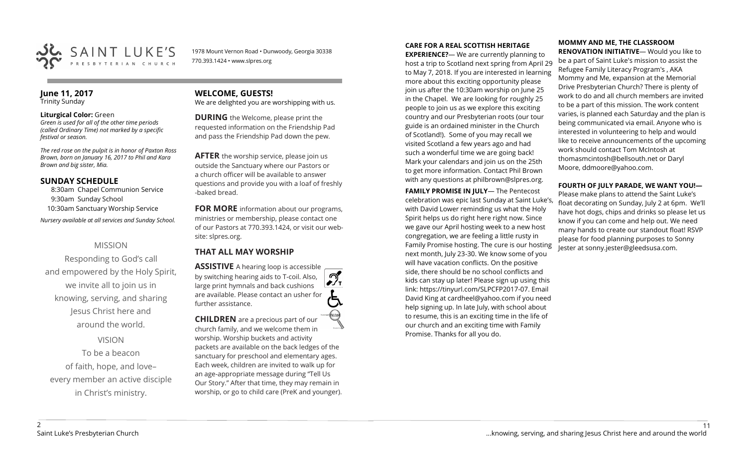SAINT LUKE'S PRESBYTERIAN CHURCH

1978 Mount Vernon Road • Dunwoody, Georgia 30338
770.393.1424 • www.slpres.org

## June 11, 2017
Trinity Sunday

**Liturgical Color:** Green
*Green is used for all of the other time periods (called Ordinary Time) not marked by a specific festival or season.*

*The red rose on the pulpit is in honor of Paxton Ross Brown, born on January 16, 2017 to Phil and Kara Brown and big sister, Mia.*

## SUNDAY SCHEDULE

8:30am Chapel Communion Service
9:30am Sunday School
10:30am Sanctuary Worship Service

*Nursery available at all services and Sunday School.*

MISSION

Responding to God's call and empowered by the Holy Spirit, we invite all to join us in knowing, serving, and sharing Jesus Christ here and around the world.

VISION

To be a beacon of faith, hope, and love– every member an active disciple in Christ's ministry.

## WELCOME, GUESTS!

We are delighted you are worshipping with us.

**DURING** the Welcome, please print the requested information on the Friendship Pad and pass the Friendship Pad down the pew.

**AFTER** the worship service, please join us outside the Sanctuary where our Pastors or a church officer will be available to answer questions and provide you with a loaf of freshly -baked bread.

**FOR MORE** information about our programs, ministries or membership, please contact one of our Pastors at 770.393.1424, or visit our website: slpres.org.

## THAT ALL MAY WORSHIP

**ASSISTIVE** A hearing loop is accessible by switching hearing aids to T-coil. Also, large print hymnals and back cushions are available. Please contact an usher for further assistance.

**CHILDREN** are a precious part of our church family, and we welcome them in worship. Worship buckets and activity packets are available on the back ledges of the sanctuary for preschool and elementary ages. Each week, children are invited to walk up for an age-appropriate message during "Tell Us Our Story." After that time, they may remain in worship, or go to child care (PreK and younger).

**CARE FOR A REAL SCOTTISH HERITAGE EXPERIENCE?**— We are currently planning to host a trip to Scotland next spring from April 29 to May 7, 2018. If you are interested in learning more about this exciting opportunity please join us after the 10:30am worship on June 25 in the Chapel. We are looking for roughly 25 people to join us as we explore this exciting country and our Presbyterian roots (our tour guide is an ordained minister in the Church of Scotland!). Some of you may recall we visited Scotland a few years ago and had such a wonderful time we are going back! Mark your calendars and join us on the 25th to get more information. Contact Phil Brown with any questions at philbrown@slpres.org.

**FAMILY PROMISE IN JULY**— The Pentecost celebration was epic last Sunday at Saint Luke's, with David Lower reminding us what the Holy Spirit helps us do right here right now. Since we gave our April hosting week to a new host congregation, we are feeling a little rusty in Family Promise hosting. The cure is our hosting next month, July 23-30. We know some of you will have vacation conflicts. On the positive side, there should be no school conflicts and kids can stay up later! Please sign up using this link: https://tinyurl.com/SLPCFP2017-07. Email David King at cardheel@yahoo.com if you need help signing up. In late July, with school about to resume, this is an exciting time in the life of our church and an exciting time with Family Promise. Thanks for all you do.

**MOMMY AND ME, THE CLASSROOM RENOVATION INITIATIVE**— Would you like to be a part of Saint Luke's mission to assist the Refugee Family Literacy Program's , AKA Mommy and Me, expansion at the Memorial Drive Presbyterian Church? There is plenty of work to do and all church members are invited to be a part of this mission. The work content varies, is planned each Saturday and the plan is being communicated via email. Anyone who is interested in volunteering to help and would like to receive announcements of the upcoming work should contact Tom McIntosh at thomasmcintosh@bellsouth.net or Daryl Moore, ddmoore@yahoo.com.

**FOURTH OF JULY PARADE, WE WANT YOU!**— Please make plans to attend the Saint Luke's float decorating on Sunday, July 2 at 6pm. We'll have hot dogs, chips and drinks so please let us know if you can come and help out. We need many hands to create our standout float! RSVP please for food planning purposes to Sonny Jester at sonny.jester@gleedsusa.com.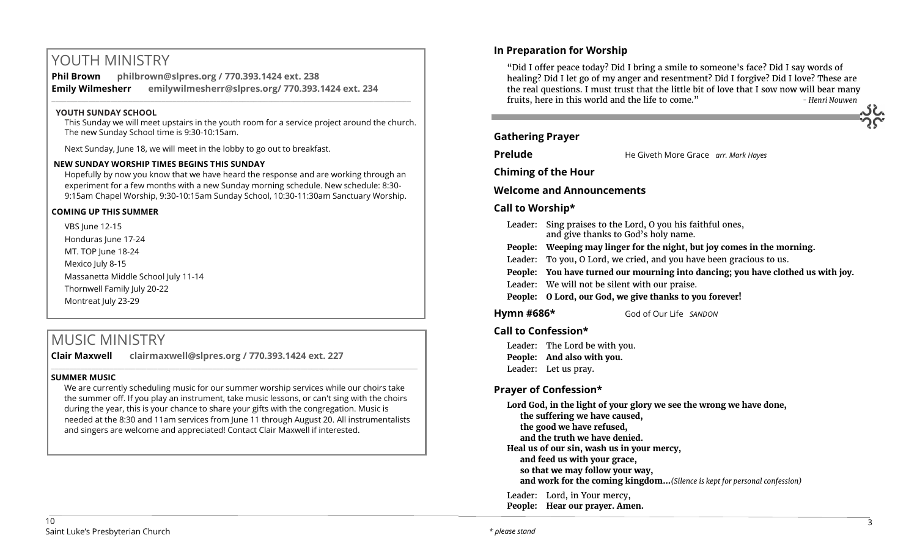# YOUTH MINISTRY

**Phil Brown** **philbrown@slpres.org / 770.393.1424 ext. 238**
**Emily Wilmesherr** **emilywilmesherr@slpres.org/ 770.393.1424 ext. 234**

### YOUTH SUNDAY SCHOOL

This Sunday we will meet upstairs in the youth room for a service project around the church. The new Sunday School time is 9:30-10:15am.

Next Sunday, June 18, we will meet in the lobby to go out to breakfast.

### NEW SUNDAY WORSHIP TIMES BEGINS THIS SUNDAY

Hopefully by now you know that we have heard the response and are working through an experiment for a few months with a new Sunday morning schedule. New schedule: 8:30-9:15am Chapel Worship, 9:30-10:15am Sunday School, 10:30-11:30am Sanctuary Worship.

### COMING UP THIS SUMMER

VBS June 12-15
Honduras June 17-24
MT. TOP June 18-24
Mexico July 8-15
Massanetta Middle School July 11-14
Thornwell Family July 20-22
Montreat July 23-29

# MUSIC MINISTRY

**Clair Maxwell** **clairmaxwell@slpres.org / 770.393.1424 ext. 227**

### SUMMER MUSIC

We are currently scheduling music for our summer worship services while our choirs take the summer off. If you play an instrument, take music lessons, or can't sing with the choirs during the year, this is your chance to share your gifts with the congregation. Music is needed at the 8:30 and 11am services from June 11 through August 20. All instrumentalists and singers are welcome and appreciated! Contact Clair Maxwell if interested.

## In Preparation for Worship

"Did I offer peace today? Did I bring a smile to someone's face? Did I say words of healing? Did I let go of my anger and resentment? Did I forgive? Did I love? These are the real questions. I must trust that the little bit of love that I sow now will bear many fruits, here in this world and the life to come." *- Henri Nouwen*

## Gathering Prayer

**Prelude** He Giveth More Grace *arr. Mark Hayes*

**Chiming of the Hour**

**Welcome and Announcements**

**Call to Worship\***

Leader: Sing praises to the Lord, O you his faithful ones, and give thanks to God's holy name.
**People: Weeping may linger for the night, but joy comes in the morning.**
Leader: To you, O Lord, we cried, and you have been gracious to us.
**People: You have turned our mourning into dancing; you have clothed us with joy.**
Leader: We will not be silent with our praise.
**People: O Lord, our God, we give thanks to you forever!**

**Hymn #686\*** God of Our Life *SANDON*

**Call to Confession\***

Leader: The Lord be with you.
**People: And also with you.**
Leader: Let us pray.

**Prayer of Confession\***

**Lord God, in the light of your glory we see the wrong we have done,**
**the suffering we have caused,**
**the good we have refused,**
**and the truth we have denied.**
**Heal us of our sin, wash us in your mercy,**
**and feed us with your grace,**
**so that we may follow your way,**
**and work for the coming kingdom...***(Silence is kept for personal confession)*

Leader: Lord, in Your mercy,
**People: Hear our prayer. Amen.**

*\* please stand*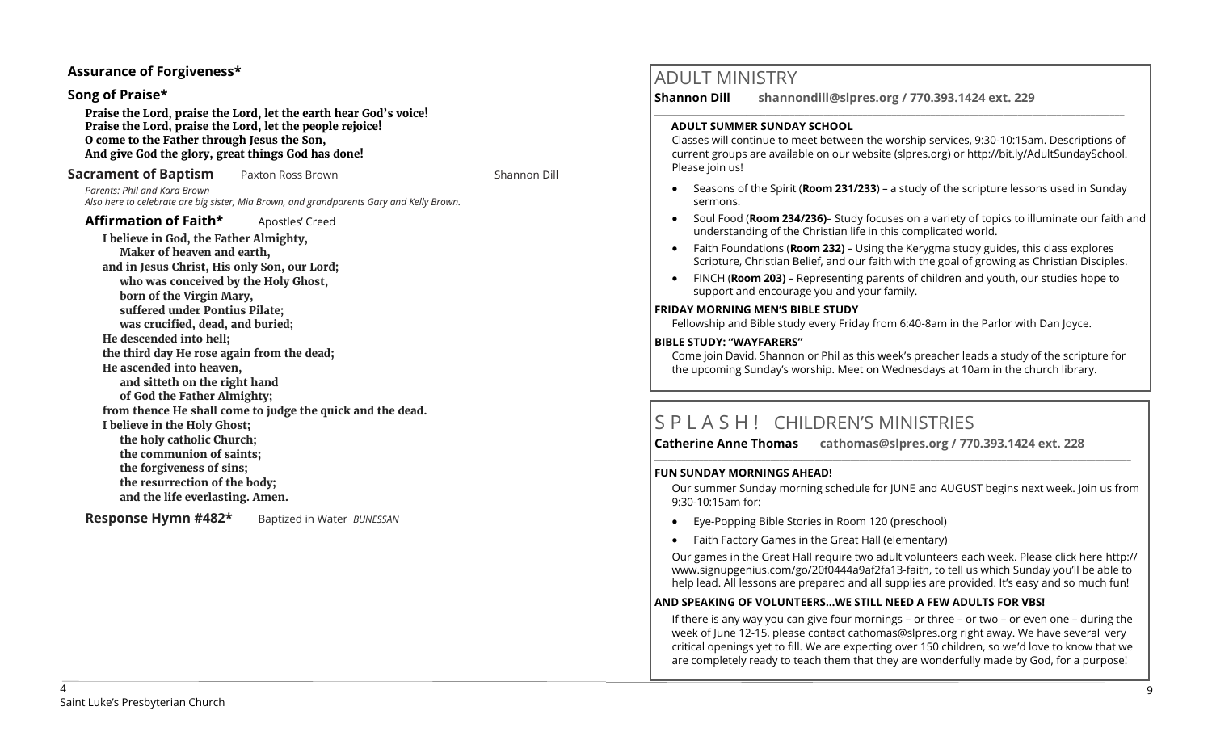### Assurance of Forgiveness*

### Song of Praise*

**Praise the Lord, praise the Lord, let the earth hear God's voice!**
**Praise the Lord, praise the Lord, let the people rejoice!**
**O come to the Father through Jesus the Son,**
**And give God the glory, great things God has done!**

**Sacrament of Baptism** Paxton Ross Brown — Shannon Dill

*Parents: Phil and Kara Brown*
*Also here to celebrate are big sister, Mia Brown, and grandparents Gary and Kelly Brown.*

**Affirmation of Faith*** Apostles' Creed

**I believe in God, the Father Almighty,**
**Maker of heaven and earth,**
**and in Jesus Christ, His only Son, our Lord;**
**who was conceived by the Holy Ghost,**
**born of the Virgin Mary,**
**suffered under Pontius Pilate;**
**was crucified, dead, and buried;**
**He descended into hell;**
**the third day He rose again from the dead;**
**He ascended into heaven,**
**and sitteth on the right hand**
**of God the Father Almighty;**
**from thence He shall come to judge the quick and the dead.**
**I believe in the Holy Ghost;**
**the holy catholic Church;**
**the communion of saints;**
**the forgiveness of sins;**
**the resurrection of the body;**
**and the life everlasting. Amen.**

**Response Hymn #482*** Baptized in Water *BUNESSAN*

# ADULT MINISTRY

**Shannon Dill shannondill@slpres.org / 770.393.1424 ext. 229**

**ADULT SUMMER SUNDAY SCHOOL**

Classes will continue to meet between the worship services, 9:30-10:15am. Descriptions of current groups are available on our website (slpres.org) or http://bit.ly/AdultSundaySchool. Please join us!

- Seasons of the Spirit (**Room 231/233**) – a study of the scripture lessons used in Sunday sermons.
- Soul Food (**Room 234/236)**– Study focuses on a variety of topics to illuminate our faith and understanding of the Christian life in this complicated world.
- Faith Foundations (**Room 232)** – Using the Kerygma study guides, this class explores Scripture, Christian Belief, and our faith with the goal of growing as Christian Disciples.
- FINCH (**Room 203)** – Representing parents of children and youth, our studies hope to support and encourage you and your family.

**FRIDAY MORNING MEN'S BIBLE STUDY**

Fellowship and Bible study every Friday from 6:40-8am in the Parlor with Dan Joyce.

**BIBLE STUDY: "WAYFARERS"**

Come join David, Shannon or Phil as this week's preacher leads a study of the scripture for the upcoming Sunday's worship. Meet on Wednesdays at 10am in the church library.

# S P L A S H ! CHILDREN'S MINISTRIES

**Catherine Anne Thomas cathomas@slpres.org / 770.393.1424 ext. 228**

**FUN SUNDAY MORNINGS AHEAD!**

Our summer Sunday morning schedule for JUNE and AUGUST begins next week. Join us from 9:30-10:15am for:

- Eye-Popping Bible Stories in Room 120 (preschool)
- Faith Factory Games in the Great Hall (elementary)

Our games in the Great Hall require two adult volunteers each week. Please click here http://www.signupgenius.com/go/20f0444a9af2fa13-faith, to tell us which Sunday you'll be able to help lead. All lessons are prepared and all supplies are provided. It's easy and so much fun!

**AND SPEAKING OF VOLUNTEERS...WE STILL NEED A FEW ADULTS FOR VBS!**

If there is any way you can give four mornings – or three – or two – or even one – during the week of June 12-15, please contact cathomas@slpres.org right away. We have several very critical openings yet to fill. We are expecting over 150 children, so we'd love to know that we are completely ready to teach them that they are wonderfully made by God, for a purpose!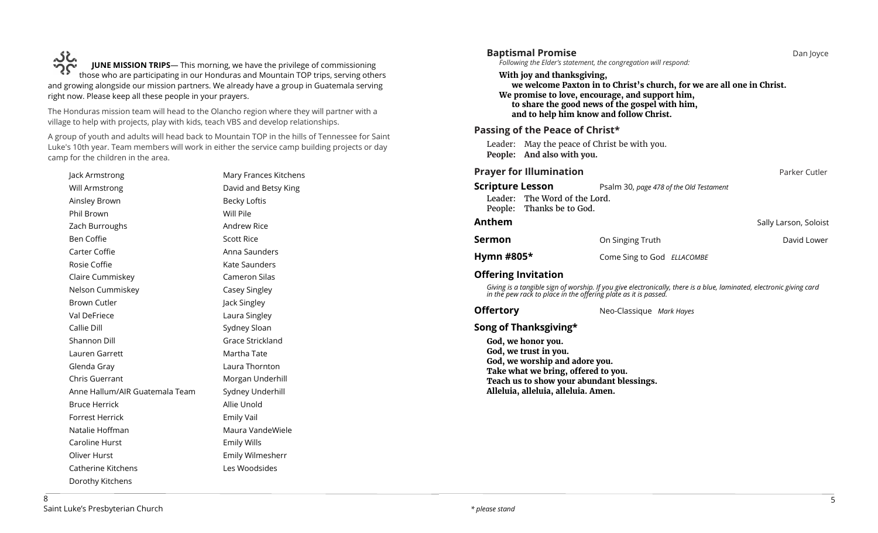**JUNE MISSION TRIPS**— This morning, we have the privilege of commissioning those who are participating in our Honduras and Mountain TOP trips, serving others and growing alongside our mission partners. We already have a group in Guatemala serving right now. Please keep all these people in your prayers.

The Honduras mission team will head to the Olancho region where they will partner with a village to help with projects, play with kids, teach VBS and develop relationships.

A group of youth and adults will head back to Mountain TOP in the hills of Tennessee for Saint Luke's 10th year. Team members will work in either the service camp building projects or day camp for the children in the area.

Jack Armstrong
Will Armstrong
Ainsley Brown
Phil Brown
Zach Burroughs
Ben Coffie
Carter Coffie
Rosie Coffie
Claire Cummiskey
Nelson Cummiskey
Brown Cutler
Val DeFriece
Callie Dill
Shannon Dill
Lauren Garrett
Glenda Gray
Chris Guerrant
Anne Hallum/AIR Guatemala Team
Bruce Herrick
Forrest Herrick
Natalie Hoffman
Caroline Hurst
Oliver Hurst
Catherine Kitchens
Dorothy Kitchens
Mary Frances Kitchens
David and Betsy King
Becky Loftis
Will Pile
Andrew Rice
Scott Rice
Anna Saunders
Kate Saunders
Cameron Silas
Casey Singley
Jack Singley
Laura Singley
Sydney Sloan
Grace Strickland
Martha Tate
Laura Thornton
Morgan Underhill
Sydney Underhill
Allie Unold
Emily Vail
Maura VandeWiele
Emily Wills
Emily Wilmesherr
Les Woodsides

**Baptismal Promise** — Dan Joyce

*Following the Elder's statement, the congregation will respond:*

**With joy and thanksgiving,**
**we welcome Paxton in to Christ's church, for we are all one in Christ.**
**We promise to love, encourage, and support him,**
**to share the good news of the gospel with him,**
**and to help him know and follow Christ.**

**Passing of the Peace of Christ***

Leader: May the peace of Christ be with you.
**People: And also with you.**

**Prayer for Illumination** — Parker Cutler

**Scripture Lesson** — Psalm 30, *page 478 of the Old Testament*

Leader: The Word of the Lord.
People: Thanks be to God.

**Anthem** — Sally Larson, Soloist

**Sermon** — On Singing Truth — David Lower

**Hymn #805*** — Come Sing to God *ELLACOMBE*

**Offering Invitation**

*Giving is a tangible sign of worship. If you give electronically, there is a blue, laminated, electronic giving card in the pew rack to place in the offering plate as it is passed.*

**Offertory** — Neo-Classique *Mark Hayes*

**Song of Thanksgiving***

**God, we honor you.**
**God, we trust in you.**
**God, we worship and adore you.**
**Take what we bring, offered to you.**
**Teach us to show your abundant blessings.**
**Alleluia, alleluia, alleluia. Amen.**

*\* please stand*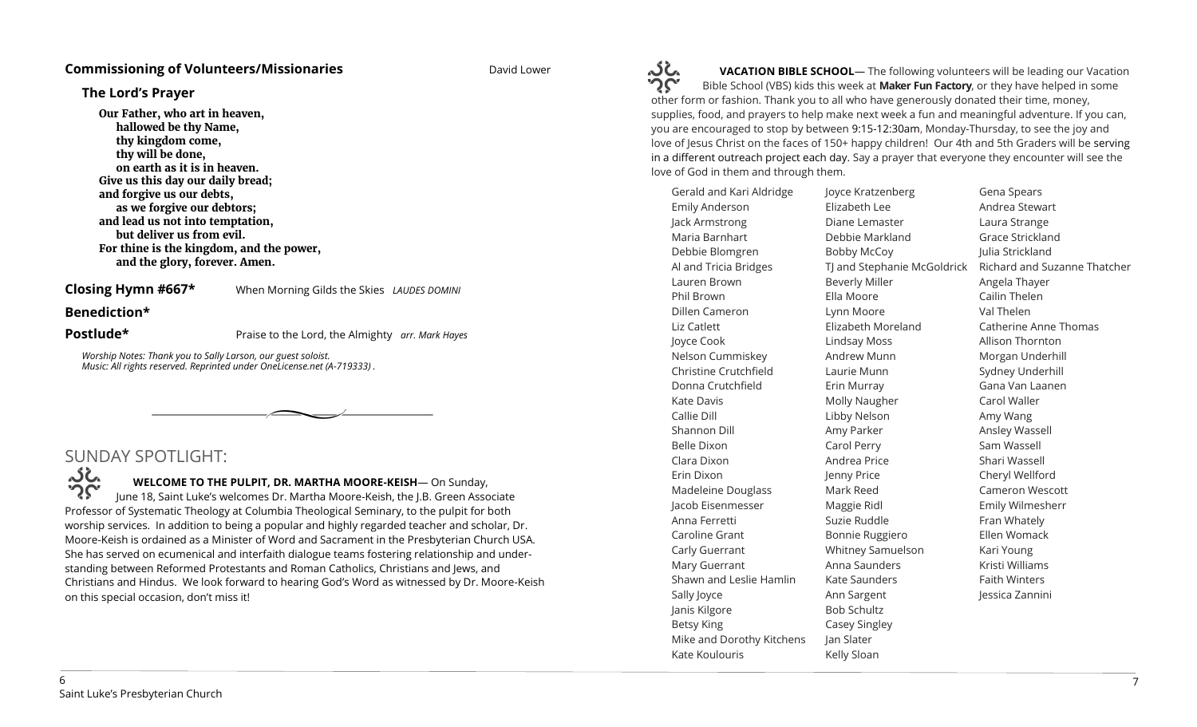**Commissioning of Volunteers/Missionaries** David Lower

### The Lord's Prayer

**Our Father, who art in heaven,**
**hallowed be thy Name,**
**thy kingdom come,**
**thy will be done,**
**on earth as it is in heaven.**
**Give us this day our daily bread;**
**and forgive us our debts,**
**as we forgive our debtors;**
**and lead us not into temptation,**
**but deliver us from evil.**
**For thine is the kingdom, and the power,**
**and the glory, forever. Amen.**

**Closing Hymn #667*** When Morning Gilds the Skies *LAUDES DOMINI*

**Benediction***

**Postlude*** Praise to the Lord, the Almighty *arr. Mark Hayes*

*Worship Notes: Thank you to Sally Larson, our guest soloist.*
*Music: All rights reserved. Reprinted under OneLicense.net (A-719333) .*

## SUNDAY SPOTLIGHT:

**WELCOME TO THE PULPIT, DR. MARTHA MOORE-KEISH**— On Sunday, June 18, Saint Luke's welcomes Dr. Martha Moore-Keish, the J.B. Green Associate Professor of Systematic Theology at Columbia Theological Seminary, to the pulpit for both worship services. In addition to being a popular and highly regarded teacher and scholar, Dr. Moore-Keish is ordained as a Minister of Word and Sacrament in the Presbyterian Church USA. She has served on ecumenical and interfaith dialogue teams fostering relationship and understanding between Reformed Protestants and Roman Catholics, Christians and Jews, and Christians and Hindus. We look forward to hearing God's Word as witnessed by Dr. Moore-Keish on this special occasion, don't miss it!

**VACATION BIBLE SCHOOL**— The following volunteers will be leading our Vacation Bible School (VBS) kids this week at **Maker Fun Factory**, or they have helped in some other form or fashion. Thank you to all who have generously donated their time, money, supplies, food, and prayers to help make next week a fun and meaningful adventure. If you can, you are encouraged to stop by between 9:15-12:30am, Monday-Thursday, to see the joy and love of Jesus Christ on the faces of 150+ happy children! Our 4th and 5th Graders will be serving in a different outreach project each day. Say a prayer that everyone they encounter will see the love of God in them and through them.

Gerald and Kari Aldridge
Emily Anderson
Jack Armstrong
Maria Barnhart
Debbie Blomgren
Al and Tricia Bridges
Lauren Brown
Phil Brown
Dillen Cameron
Liz Catlett
Joyce Cook
Nelson Cummiskey
Christine Crutchfield
Donna Crutchfield
Kate Davis
Callie Dill
Shannon Dill
Belle Dixon
Clara Dixon
Erin Dixon
Madeleine Douglass
Jacob Eisenmesser
Anna Ferretti
Caroline Grant
Carly Guerrant
Mary Guerrant
Shawn and Leslie Hamlin
Sally Joyce
Janis Kilgore
Betsy King
Mike and Dorothy Kitchens
Kate Koulouris
Joyce Kratzenberg
Elizabeth Lee
Diane Lemaster
Debbie Markland
Bobby McCoy
TJ and Stephanie McGoldrick
Beverly Miller
Ella Moore
Lynn Moore
Elizabeth Moreland
Lindsay Moss
Andrew Munn
Laurie Munn
Erin Murray
Molly Naugher
Libby Nelson
Amy Parker
Carol Perry
Andrea Price
Jenny Price
Mark Reed
Maggie Ridl
Suzie Ruddle
Bonnie Ruggiero
Whitney Samuelson
Anna Saunders
Kate Saunders
Ann Sargent
Bob Schultz
Casey Singley
Jan Slater
Kelly Sloan
Gena Spears
Andrea Stewart
Laura Strange
Grace Strickland
Julia Strickland
Richard and Suzanne Thatcher
Angela Thayer
Cailin Thelen
Val Thelen
Catherine Anne Thomas
Allison Thornton
Morgan Underhill
Sydney Underhill
Gana Van Laanen
Carol Waller
Amy Wang
Ansley Wassell
Sam Wassell
Shari Wassell
Cheryl Wellford
Cameron Wescott
Emily Wilmesherr
Fran Whately
Ellen Womack
Kari Young
Kristi Williams
Faith Winters
Jessica Zannini